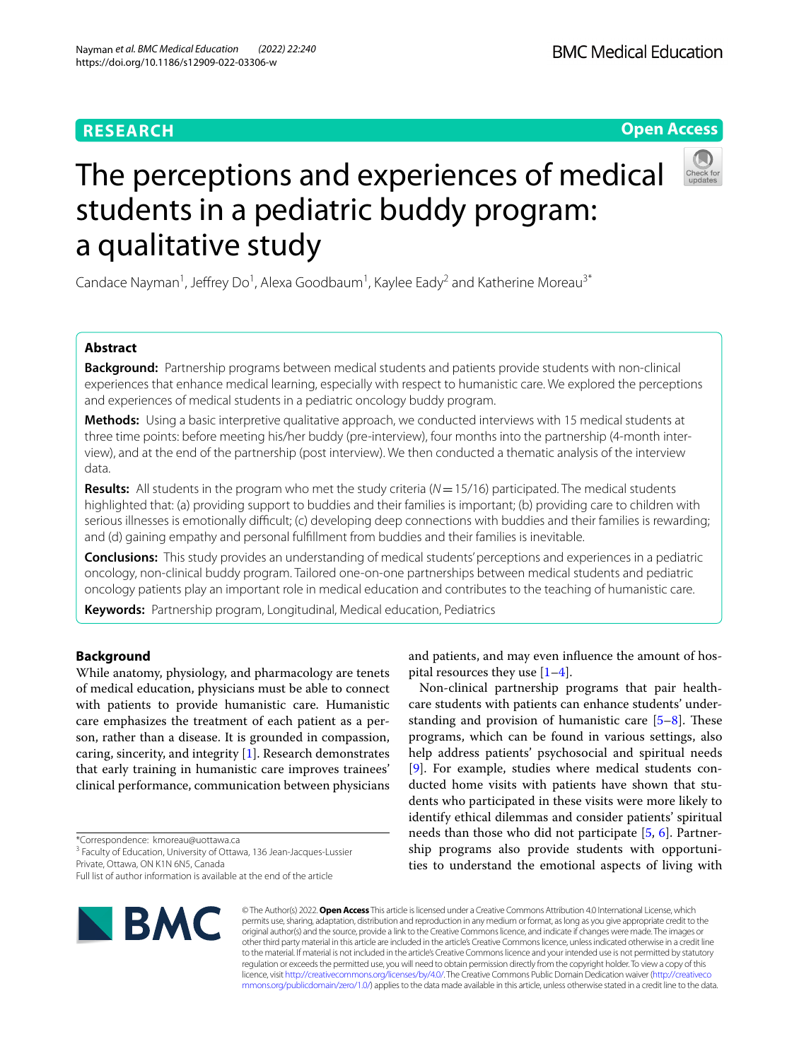RESEARCH

Open Access

# The perceptions and experiences of medical students in a pediatric buddy program: a qualitative study

Candace Nayman[1], Jeffrey Do[1], Alexa Goodbaum[1], Kaylee Eady[2] and Katherine Moreau[3*]

## Abstract

**Background:** Partnership programs between medical students and patients provide students with non-clinical experiences that enhance medical learning, especially with respect to humanistic care. We explored the perceptions and experiences of medical students in a pediatric oncology buddy program.

**Methods:** Using a basic interpretive qualitative approach, we conducted interviews with 15 medical students at three time points: before meeting his/her buddy (pre-interview), four months into the partnership (4-month interview), and at the end of the partnership (post interview). We then conducted a thematic analysis of the interview data.

**Results:** All students in the program who met the study criteria ($N=15/16$) participated. The medical students highlighted that: (a) providing support to buddies and their families is important; (b) providing care to children with serious illnesses is emotionally difficult; (c) developing deep connections with buddies and their families is rewarding; and (d) gaining empathy and personal fulfillment from buddies and their families is inevitable.

**Conclusions:** This study provides an understanding of medical students' perceptions and experiences in a pediatric oncology, non-clinical buddy program. Tailored one-on-one partnerships between medical students and pediatric oncology patients play an important role in medical education and contributes to the teaching of humanistic care.

**Keywords:** Partnership program, Longitudinal, Medical education, Pediatrics

## Background

While anatomy, physiology, and pharmacology are tenets of medical education, physicians must be able to connect with patients to provide humanistic care. Humanistic care emphasizes the treatment of each patient as a person, rather than a disease. It is grounded in compassion, caring, sincerity, and integrity [1]. Research demonstrates that early training in humanistic care improves trainees' clinical performance, communication between physicians and patients, and may even influence the amount of hospital resources they use [1–4].

Non-clinical partnership programs that pair healthcare students with patients can enhance students' understanding and provision of humanistic care [5–8]. These programs, which can be found in various settings, also help address patients' psychosocial and spiritual needs [9]. For example, studies where medical students conducted home visits with patients have shown that students who participated in these visits were more likely to identify ethical dilemmas and consider patients' spiritual needs than those who did not participate [5, 6]. Partnership programs also provide students with opportunities to understand the emotional aspects of living with

*Correspondence: kmoreau@uottawa.ca
[3] Faculty of Education, University of Ottawa, 136 Jean-Jacques-Lussier Private, Ottawa, ON K1N 6N5, Canada
Full list of author information is available at the end of the article

© The Author(s) 2022. **Open Access** This article is licensed under a Creative Commons Attribution 4.0 International License, which permits use, sharing, adaptation, distribution and reproduction in any medium or format, as long as you give appropriate credit to the original author(s) and the source, provide a link to the Creative Commons licence, and indicate if changes were made. The images or other third party material in this article are included in the article's Creative Commons licence, unless indicated otherwise in a credit line to the material. If material is not included in the article's Creative Commons licence and your intended use is not permitted by statutory regulation or exceeds the permitted use, you will need to obtain permission directly from the copyright holder. To view a copy of this licence, visit http://creativecommons.org/licenses/by/4.0/. The Creative Commons Public Domain Dedication waiver (http://creativecommons.org/publicdomain/zero/1.0/) applies to the data made available in this article, unless otherwise stated in a credit line to the data.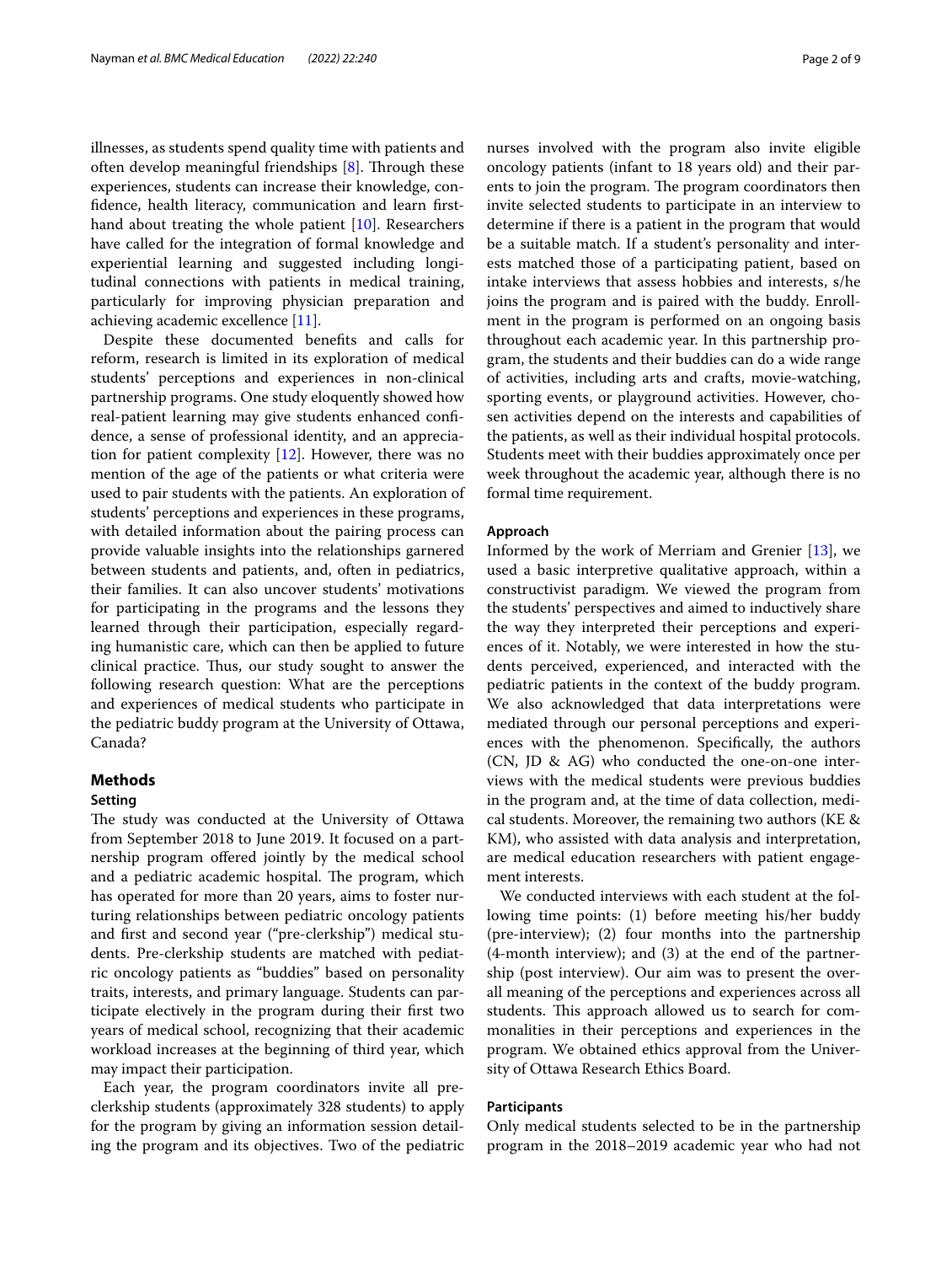illnesses, as students spend quality time with patients and often develop meaningful friendships [8]. Through these experiences, students can increase their knowledge, confidence, health literacy, communication and learn first-hand about treating the whole patient [10]. Researchers have called for the integration of formal knowledge and experiential learning and suggested including longitudinal connections with patients in medical training, particularly for improving physician preparation and achieving academic excellence [11].

Despite these documented benefits and calls for reform, research is limited in its exploration of medical students' perceptions and experiences in non-clinical partnership programs. One study eloquently showed how real-patient learning may give students enhanced confidence, a sense of professional identity, and an appreciation for patient complexity [12]. However, there was no mention of the age of the patients or what criteria were used to pair students with the patients. An exploration of students' perceptions and experiences in these programs, with detailed information about the pairing process can provide valuable insights into the relationships garnered between students and patients, and, often in pediatrics, their families. It can also uncover students' motivations for participating in the programs and the lessons they learned through their participation, especially regarding humanistic care, which can then be applied to future clinical practice. Thus, our study sought to answer the following research question: What are the perceptions and experiences of medical students who participate in the pediatric buddy program at the University of Ottawa, Canada?

## Methods

### Setting

The study was conducted at the University of Ottawa from September 2018 to June 2019. It focused on a partnership program offered jointly by the medical school and a pediatric academic hospital. The program, which has operated for more than 20 years, aims to foster nurturing relationships between pediatric oncology patients and first and second year ("pre-clerkship") medical students. Pre-clerkship students are matched with pediatric oncology patients as "buddies" based on personality traits, interests, and primary language. Students can participate electively in the program during their first two years of medical school, recognizing that their academic workload increases at the beginning of third year, which may impact their participation.

Each year, the program coordinators invite all pre-clerkship students (approximately 328 students) to apply for the program by giving an information session detailing the program and its objectives. Two of the pediatric nurses involved with the program also invite eligible oncology patients (infant to 18 years old) and their parents to join the program. The program coordinators then invite selected students to participate in an interview to determine if there is a patient in the program that would be a suitable match. If a student's personality and interests matched those of a participating patient, based on intake interviews that assess hobbies and interests, s/he joins the program and is paired with the buddy. Enrollment in the program is performed on an ongoing basis throughout each academic year. In this partnership program, the students and their buddies can do a wide range of activities, including arts and crafts, movie-watching, sporting events, or playground activities. However, chosen activities depend on the interests and capabilities of the patients, as well as their individual hospital protocols. Students meet with their buddies approximately once per week throughout the academic year, although there is no formal time requirement.

### Approach

Informed by the work of Merriam and Grenier [13], we used a basic interpretive qualitative approach, within a constructivist paradigm. We viewed the program from the students' perspectives and aimed to inductively share the way they interpreted their perceptions and experiences of it. Notably, we were interested in how the students perceived, experienced, and interacted with the pediatric patients in the context of the buddy program. We also acknowledged that data interpretations were mediated through our personal perceptions and experiences with the phenomenon. Specifically, the authors (CN, JD & AG) who conducted the one-on-one interviews with the medical students were previous buddies in the program and, at the time of data collection, medical students. Moreover, the remaining two authors (KE & KM), who assisted with data analysis and interpretation, are medical education researchers with patient engagement interests.

We conducted interviews with each student at the following time points: (1) before meeting his/her buddy (pre-interview); (2) four months into the partnership (4-month interview); and (3) at the end of the partnership (post interview). Our aim was to present the overall meaning of the perceptions and experiences across all students. This approach allowed us to search for commonalities in their perceptions and experiences in the program. We obtained ethics approval from the University of Ottawa Research Ethics Board.

### Participants

Only medical students selected to be in the partnership program in the 2018–2019 academic year who had not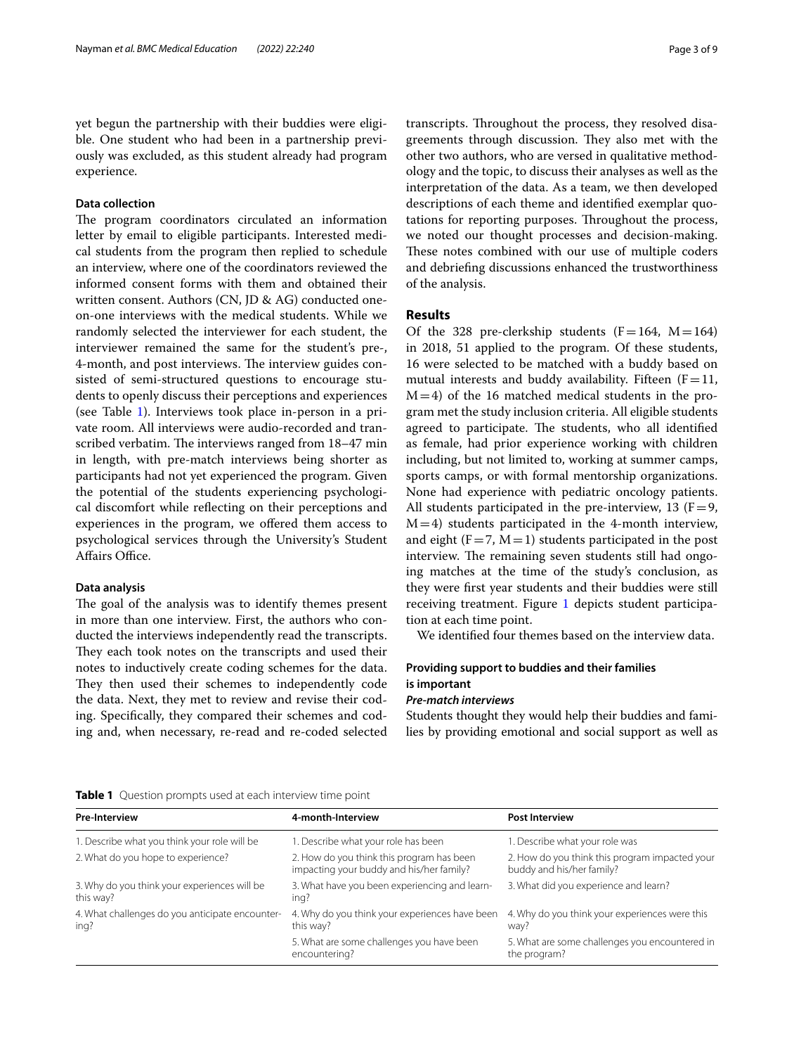yet begun the partnership with their buddies were eligible. One student who had been in a partnership previously was excluded, as this student already had program experience.

### Data collection

The program coordinators circulated an information letter by email to eligible participants. Interested medical students from the program then replied to schedule an interview, where one of the coordinators reviewed the informed consent forms with them and obtained their written consent. Authors (CN, JD & AG) conducted one-on-one interviews with the medical students. While we randomly selected the interviewer for each student, the interviewer remained the same for the student's pre-, 4-month, and post interviews. The interview guides consisted of semi-structured questions to encourage students to openly discuss their perceptions and experiences (see Table 1). Interviews took place in-person in a private room. All interviews were audio-recorded and transcribed verbatim. The interviews ranged from 18–47 min in length, with pre-match interviews being shorter as participants had not yet experienced the program. Given the potential of the students experiencing psychological discomfort while reflecting on their perceptions and experiences in the program, we offered them access to psychological services through the University's Student Affairs Office.

### Data analysis

The goal of the analysis was to identify themes present in more than one interview. First, the authors who conducted the interviews independently read the transcripts. They each took notes on the transcripts and used their notes to inductively create coding schemes for the data. They then used their schemes to independently code the data. Next, they met to review and revise their coding. Specifically, they compared their schemes and coding and, when necessary, re-read and re-coded selected transcripts. Throughout the process, they resolved disagreements through discussion. They also met with the other two authors, who are versed in qualitative methodology and the topic, to discuss their analyses as well as the interpretation of the data. As a team, we then developed descriptions of each theme and identified exemplar quotations for reporting purposes. Throughout the process, we noted our thought processes and decision-making. These notes combined with our use of multiple coders and debriefing discussions enhanced the trustworthiness of the analysis.

## Results

Of the 328 pre-clerkship students ($F=164$, $M=164$) in 2018, 51 applied to the program. Of these students, 16 were selected to be matched with a buddy based on mutual interests and buddy availability. Fifteen ($F=11$, $M=4$) of the 16 matched medical students in the program met the study inclusion criteria. All eligible students agreed to participate. The students, who all identified as female, had prior experience working with children including, but not limited to, working at summer camps, sports camps, or with formal mentorship organizations. None had experience with pediatric oncology patients. All students participated in the pre-interview, 13 ($F=9$, $M=4$) students participated in the 4-month interview, and eight ($F=7$, $M=1$) students participated in the post interview. The remaining seven students still had ongoing matches at the time of the study's conclusion, as they were first year students and their buddies were still receiving treatment. Figure 1 depicts student participation at each time point.

We identified four themes based on the interview data.

### Providing support to buddies and their families is important

#### *Pre-match interviews*

Students thought they would help their buddies and families by providing emotional and social support as well as

**Table 1** Question prompts used at each interview time point

| Pre-Interview | 4-month-Interview | Post Interview |
| --- | --- | --- |
| 1. Describe what you think your role will be | 1. Describe what your role has been | 1. Describe what your role was |
| 2. What do you hope to experience? | 2. How do you think this program has been impacting your buddy and his/her family? | 2. How do you think this program impacted your buddy and his/her family? |
| 3. Why do you think your experiences will be this way? | 3. What have you been experiencing and learning? | 3. What did you experience and learn? |
| 4. What challenges do you anticipate encountering? | 4. Why do you think your experiences have been this way? | 4. Why do you think your experiences were this way? |
| | 5. What are some challenges you have been encountering? | 5. What are some challenges you encountered in the program? |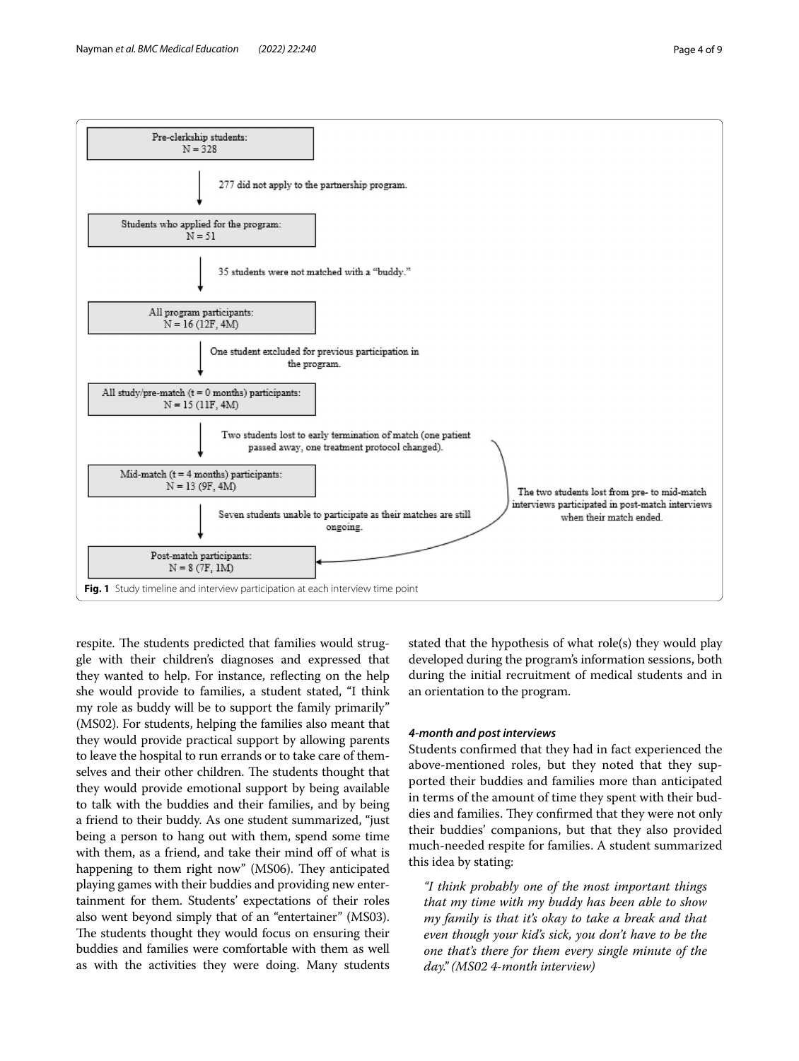Pre-clerkship students:
N = 328

277 did not apply to the partnership program.

Students who applied for the program:
N = 51

35 students were not matched with a "buddy."

All program participants:
N = 16 (12F, 4M)

One student excluded for previous participation in the program.

All study/pre-match (t = 0 months) participants:
N = 15 (11F, 4M)

Two students lost to early termination of match (one patient passed away, one treatment protocol changed).

Mid-match (t = 4 months) participants:
N = 13 (9F, 4M)

Seven students unable to participate as their matches are still ongoing.

The two students lost from pre- to mid-match interviews participated in post-match interviews when their match ended.

Post-match participants:
N = 8 (7F, 1M)

**Fig. 1** Study timeline and interview participation at each interview time point

respite. The students predicted that families would struggle with their children's diagnoses and expressed that they wanted to help. For instance, reflecting on the help she would provide to families, a student stated, "I think my role as buddy will be to support the family primarily" (MS02). For students, helping the families also meant that they would provide practical support by allowing parents to leave the hospital to run errands or to take care of themselves and their other children. The students thought that they would provide emotional support by being available to talk with the buddies and their families, and by being a friend to their buddy. As one student summarized, "just being a person to hang out with them, spend some time with them, as a friend, and take their mind off of what is happening to them right now" (MS06). They anticipated playing games with their buddies and providing new entertainment for them. Students' expectations of their roles also went beyond simply that of an "entertainer" (MS03). The students thought they would focus on ensuring their buddies and families were comfortable with them as well as with the activities they were doing. Many students stated that the hypothesis of what role(s) they would play developed during the program's information sessions, both during the initial recruitment of medical students and in an orientation to the program.

#### *4-month and post interviews*

Students confirmed that they had in fact experienced the above-mentioned roles, but they noted that they supported their buddies and families more than anticipated in terms of the amount of time they spent with their buddies and families. They confirmed that they were not only their buddies' companions, but that they also provided much-needed respite for families. A student summarized this idea by stating:

> *"I think probably one of the most important things that my time with my buddy has been able to show my family is that it's okay to take a break and that even though your kid's sick, you don't have to be the one that's there for them every single minute of the day." (MS02 4-month interview)*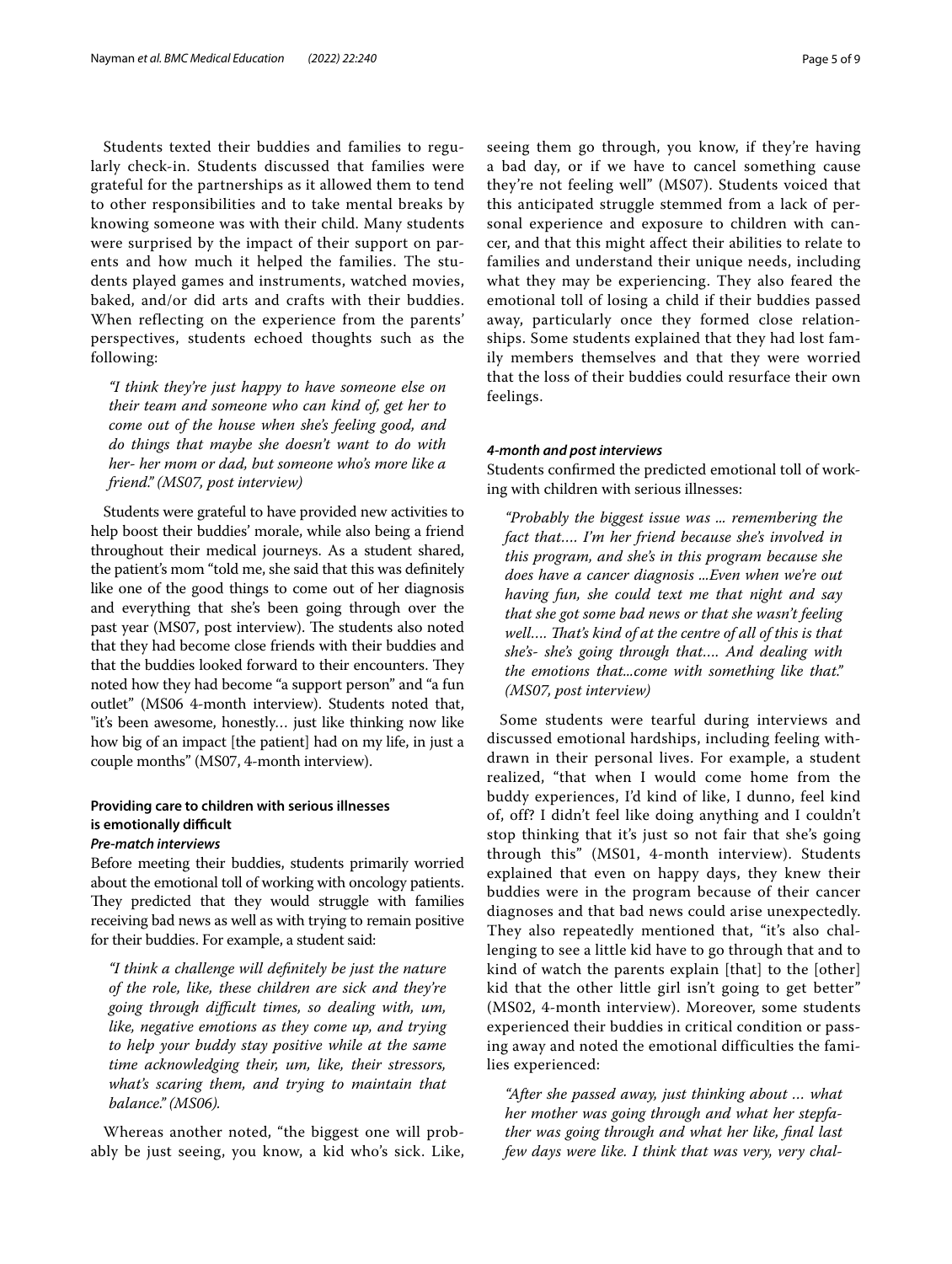Students texted their buddies and families to regularly check-in. Students discussed that families were grateful for the partnerships as it allowed them to tend to other responsibilities and to take mental breaks by knowing someone was with their child. Many students were surprised by the impact of their support on parents and how much it helped the families. The students played games and instruments, watched movies, baked, and/or did arts and crafts with their buddies. When reflecting on the experience from the parents' perspectives, students echoed thoughts such as the following:

> *"I think they're just happy to have someone else on their team and someone who can kind of, get her to come out of the house when she's feeling good, and do things that maybe she doesn't want to do with her- her mom or dad, but someone who's more like a friend." (MS07, post interview)*

Students were grateful to have provided new activities to help boost their buddies' morale, while also being a friend throughout their medical journeys. As a student shared, the patient's mom "told me, she said that this was definitely like one of the good things to come out of her diagnosis and everything that she's been going through over the past year (MS07, post interview). The students also noted that they had become close friends with their buddies and that the buddies looked forward to their encounters. They noted how they had become "a support person" and "a fun outlet" (MS06 4-month interview). Students noted that, "it's been awesome, honestly… just like thinking now like how big of an impact [the patient] had on my life, in just a couple months" (MS07, 4-month interview).

### Providing care to children with serious illnesses is emotionally difficult

#### *Pre-match interviews*

Before meeting their buddies, students primarily worried about the emotional toll of working with oncology patients. They predicted that they would struggle with families receiving bad news as well as with trying to remain positive for their buddies. For example, a student said:

> *"I think a challenge will definitely be just the nature of the role, like, these children are sick and they're going through difficult times, so dealing with, um, like, negative emotions as they come up, and trying to help your buddy stay positive while at the same time acknowledging their, um, like, their stressors, what's scaring them, and trying to maintain that balance." (MS06).*

Whereas another noted, "the biggest one will probably be just seeing, you know, a kid who's sick. Like, seeing them go through, you know, if they're having a bad day, or if we have to cancel something cause they're not feeling well" (MS07). Students voiced that this anticipated struggle stemmed from a lack of personal experience and exposure to children with cancer, and that this might affect their abilities to relate to families and understand their unique needs, including what they may be experiencing. They also feared the emotional toll of losing a child if their buddies passed away, particularly once they formed close relationships. Some students explained that they had lost family members themselves and that they were worried that the loss of their buddies could resurface their own feelings.

#### *4-month and post interviews*

Students confirmed the predicted emotional toll of working with children with serious illnesses:

> *"Probably the biggest issue was ... remembering the fact that…. I'm her friend because she's involved in this program, and she's in this program because she does have a cancer diagnosis ...Even when we're out having fun, she could text me that night and say that she got some bad news or that she wasn't feeling well…. That's kind of at the centre of all of this is that she's- she's going through that…. And dealing with the emotions that...come with something like that." (MS07, post interview)*

Some students were tearful during interviews and discussed emotional hardships, including feeling withdrawn in their personal lives. For example, a student realized, "that when I would come home from the buddy experiences, I'd kind of like, I dunno, feel kind of, off? I didn't feel like doing anything and I couldn't stop thinking that it's just so not fair that she's going through this" (MS01, 4-month interview). Students explained that even on happy days, they knew their buddies were in the program because of their cancer diagnoses and that bad news could arise unexpectedly. They also repeatedly mentioned that, "it's also challenging to see a little kid have to go through that and to kind of watch the parents explain [that] to the [other] kid that the other little girl isn't going to get better" (MS02, 4-month interview). Moreover, some students experienced their buddies in critical condition or passing away and noted the emotional difficulties the families experienced:

> *"After she passed away, just thinking about … what her mother was going through and what her stepfather was going through and what her like, final last few days were like. I think that was very, very chal-*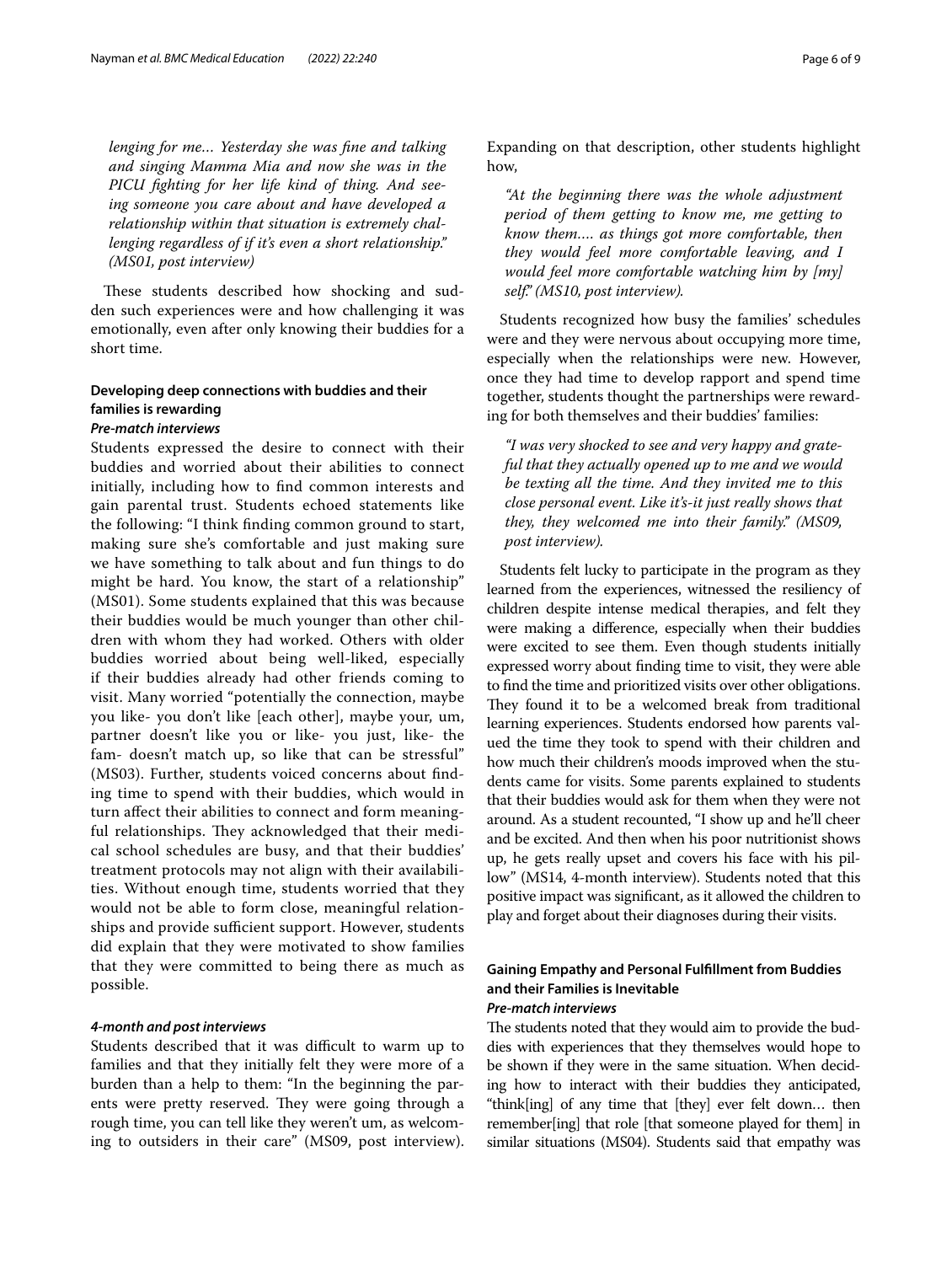*lenging for me… Yesterday she was fine and talking and singing Mamma Mia and now she was in the PICU fighting for her life kind of thing. And seeing someone you care about and have developed a relationship within that situation is extremely challenging regardless of if it's even a short relationship." (MS01, post interview)*

These students described how shocking and sudden such experiences were and how challenging it was emotionally, even after only knowing their buddies for a short time.

### Developing deep connections with buddies and their families is rewarding

#### *Pre-match interviews*

Students expressed the desire to connect with their buddies and worried about their abilities to connect initially, including how to find common interests and gain parental trust. Students echoed statements like the following: "I think finding common ground to start, making sure she's comfortable and just making sure we have something to talk about and fun things to do might be hard. You know, the start of a relationship" (MS01). Some students explained that this was because their buddies would be much younger than other children with whom they had worked. Others with older buddies worried about being well-liked, especially if their buddies already had other friends coming to visit. Many worried "potentially the connection, maybe you like- you don't like [each other], maybe your, um, partner doesn't like you or like- you just, like- the fam- doesn't match up, so like that can be stressful" (MS03). Further, students voiced concerns about finding time to spend with their buddies, which would in turn affect their abilities to connect and form meaningful relationships. They acknowledged that their medical school schedules are busy, and that their buddies' treatment protocols may not align with their availabilities. Without enough time, students worried that they would not be able to form close, meaningful relationships and provide sufficient support. However, students did explain that they were motivated to show families that they were committed to being there as much as possible.

#### *4-month and post interviews*

Students described that it was difficult to warm up to families and that they initially felt they were more of a burden than a help to them: "In the beginning the parents were pretty reserved. They were going through a rough time, you can tell like they weren't um, as welcoming to outsiders in their care" (MS09, post interview). Expanding on that description, other students highlight how,

*"At the beginning there was the whole adjustment period of them getting to know me, me getting to know them…. as things got more comfortable, then they would feel more comfortable leaving, and I would feel more comfortable watching him by [my] self." (MS10, post interview).*

Students recognized how busy the families' schedules were and they were nervous about occupying more time, especially when the relationships were new. However, once they had time to develop rapport and spend time together, students thought the partnerships were rewarding for both themselves and their buddies' families:

*"I was very shocked to see and very happy and grateful that they actually opened up to me and we would be texting all the time. And they invited me to this close personal event. Like it's-it just really shows that they, they welcomed me into their family." (MS09, post interview).*

Students felt lucky to participate in the program as they learned from the experiences, witnessed the resiliency of children despite intense medical therapies, and felt they were making a difference, especially when their buddies were excited to see them. Even though students initially expressed worry about finding time to visit, they were able to find the time and prioritized visits over other obligations. They found it to be a welcomed break from traditional learning experiences. Students endorsed how parents valued the time they took to spend with their children and how much their children's moods improved when the students came for visits. Some parents explained to students that their buddies would ask for them when they were not around. As a student recounted, "I show up and he'll cheer and be excited. And then when his poor nutritionist shows up, he gets really upset and covers his face with his pillow" (MS14, 4-month interview). Students noted that this positive impact was significant, as it allowed the children to play and forget about their diagnoses during their visits.

### Gaining Empathy and Personal Fulfillment from Buddies and their Families is Inevitable

#### *Pre-match interviews*

The students noted that they would aim to provide the buddies with experiences that they themselves would hope to be shown if they were in the same situation. When deciding how to interact with their buddies they anticipated, "think[ing] of any time that [they] ever felt down… then remember[ing] that role [that someone played for them] in similar situations (MS04). Students said that empathy was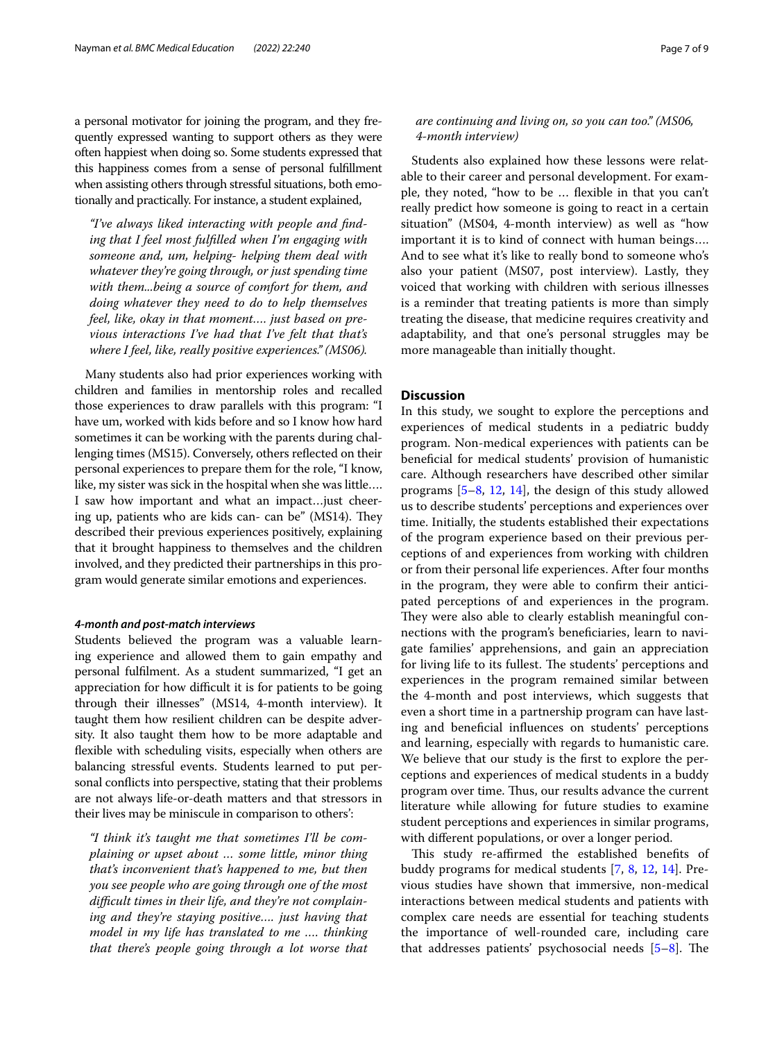a personal motivator for joining the program, and they frequently expressed wanting to support others as they were often happiest when doing so. Some students expressed that this happiness comes from a sense of personal fulfillment when assisting others through stressful situations, both emotionally and practically. For instance, a student explained,

> *"I've always liked interacting with people and finding that I feel most fulfilled when I'm engaging with someone and, um, helping- helping them deal with whatever they're going through, or just spending time with them...being a source of comfort for them, and doing whatever they need to do to help themselves feel, like, okay in that moment…. just based on previous interactions I've had that I've felt that that's where I feel, like, really positive experiences." (MS06).*

Many students also had prior experiences working with children and families in mentorship roles and recalled those experiences to draw parallels with this program: "I have um, worked with kids before and so I know how hard sometimes it can be working with the parents during challenging times (MS15). Conversely, others reflected on their personal experiences to prepare them for the role, "I know, like, my sister was sick in the hospital when she was little…. I saw how important and what an impact…just cheering up, patients who are kids can- can be" (MS14). They described their previous experiences positively, explaining that it brought happiness to themselves and the children involved, and they predicted their partnerships in this program would generate similar emotions and experiences.

#### *4-month and post-match interviews*

Students believed the program was a valuable learning experience and allowed them to gain empathy and personal fulfilment. As a student summarized, "I get an appreciation for how difficult it is for patients to be going through their illnesses" (MS14, 4-month interview). It taught them how resilient children can be despite adversity. It also taught them how to be more adaptable and flexible with scheduling visits, especially when others are balancing stressful events. Students learned to put personal conflicts into perspective, stating that their problems are not always life-or-death matters and that stressors in their lives may be miniscule in comparison to others':

> *"I think it's taught me that sometimes I'll be complaining or upset about … some little, minor thing that's inconvenient that's happened to me, but then you see people who are going through one of the most difficult times in their life, and they're not complaining and they're staying positive…. just having that model in my life has translated to me …. thinking that there's people going through a lot worse that are continuing and living on, so you can too." (MS06, 4-month interview)*

Students also explained how these lessons were relatable to their career and personal development. For example, they noted, "how to be … flexible in that you can't really predict how someone is going to react in a certain situation" (MS04, 4-month interview) as well as "how important it is to kind of connect with human beings…. And to see what it's like to really bond to someone who's also your patient (MS07, post interview). Lastly, they voiced that working with children with serious illnesses is a reminder that treating patients is more than simply treating the disease, that medicine requires creativity and adaptability, and that one's personal struggles may be more manageable than initially thought.

## Discussion

In this study, we sought to explore the perceptions and experiences of medical students in a pediatric buddy program. Non-medical experiences with patients can be beneficial for medical students' provision of humanistic care. Although researchers have described other similar programs [5–8, 12, 14], the design of this study allowed us to describe students' perceptions and experiences over time. Initially, the students established their expectations of the program experience based on their previous perceptions of and experiences from working with children or from their personal life experiences. After four months in the program, they were able to confirm their anticipated perceptions of and experiences in the program. They were also able to clearly establish meaningful connections with the program's beneficiaries, learn to navigate families' apprehensions, and gain an appreciation for living life to its fullest. The students' perceptions and experiences in the program remained similar between the 4-month and post interviews, which suggests that even a short time in a partnership program can have lasting and beneficial influences on students' perceptions and learning, especially with regards to humanistic care. We believe that our study is the first to explore the perceptions and experiences of medical students in a buddy program over time. Thus, our results advance the current literature while allowing for future studies to examine student perceptions and experiences in similar programs, with different populations, or over a longer period.

This study re-affirmed the established benefits of buddy programs for medical students [7, 8, 12, 14]. Previous studies have shown that immersive, non-medical interactions between medical students and patients with complex care needs are essential for teaching students the importance of well-rounded care, including care that addresses patients' psychosocial needs [5–8]. The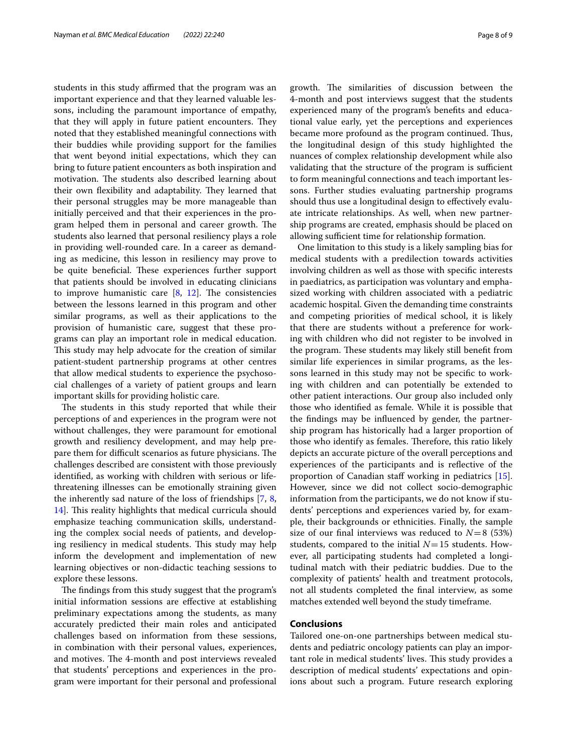students in this study affirmed that the program was an important experience and that they learned valuable lessons, including the paramount importance of empathy, that they will apply in future patient encounters. They noted that they established meaningful connections with their buddies while providing support for the families that went beyond initial expectations, which they can bring to future patient encounters as both inspiration and motivation. The students also described learning about their own flexibility and adaptability. They learned that their personal struggles may be more manageable than initially perceived and that their experiences in the program helped them in personal and career growth. The students also learned that personal resiliency plays a role in providing well-rounded care. In a career as demanding as medicine, this lesson in resiliency may prove to be quite beneficial. These experiences further support that patients should be involved in educating clinicians to improve humanistic care [8, 12]. The consistencies between the lessons learned in this program and other similar programs, as well as their applications to the provision of humanistic care, suggest that these programs can play an important role in medical education. This study may help advocate for the creation of similar patient-student partnership programs at other centres that allow medical students to experience the psychosocial challenges of a variety of patient groups and learn important skills for providing holistic care.

The students in this study reported that while their perceptions of and experiences in the program were not without challenges, they were paramount for emotional growth and resiliency development, and may help prepare them for difficult scenarios as future physicians. The challenges described are consistent with those previously identified, as working with children with serious or life-threatening illnesses can be emotionally straining given the inherently sad nature of the loss of friendships [7, 8, 14]. This reality highlights that medical curricula should emphasize teaching communication skills, understanding the complex social needs of patients, and developing resiliency in medical students. This study may help inform the development and implementation of new learning objectives or non-didactic teaching sessions to explore these lessons.

The findings from this study suggest that the program's initial information sessions are effective at establishing preliminary expectations among the students, as many accurately predicted their main roles and anticipated challenges based on information from these sessions, in combination with their personal values, experiences, and motives. The 4-month and post interviews revealed that students' perceptions and experiences in the program were important for their personal and professional growth. The similarities of discussion between the 4-month and post interviews suggest that the students experienced many of the program's benefits and educational value early, yet the perceptions and experiences became more profound as the program continued. Thus, the longitudinal design of this study highlighted the nuances of complex relationship development while also validating that the structure of the program is sufficient to form meaningful connections and teach important lessons. Further studies evaluating partnership programs should thus use a longitudinal design to effectively evaluate intricate relationships. As well, when new partnership programs are created, emphasis should be placed on allowing sufficient time for relationship formation.

One limitation to this study is a likely sampling bias for medical students with a predilection towards activities involving children as well as those with specific interests in paediatrics, as participation was voluntary and emphasized working with children associated with a pediatric academic hospital. Given the demanding time constraints and competing priorities of medical school, it is likely that there are students without a preference for working with children who did not register to be involved in the program. These students may likely still benefit from similar life experiences in similar programs, as the lessons learned in this study may not be specific to working with children and can potentially be extended to other patient interactions. Our group also included only those who identified as female. While it is possible that the findings may be influenced by gender, the partnership program has historically had a larger proportion of those who identify as females. Therefore, this ratio likely depicts an accurate picture of the overall perceptions and experiences of the participants and is reflective of the proportion of Canadian staff working in pediatrics [15]. However, since we did not collect socio-demographic information from the participants, we do not know if students' perceptions and experiences varied by, for example, their backgrounds or ethnicities. Finally, the sample size of our final interviews was reduced to $N=8$ (53%) students, compared to the initial $N=15$ students. However, all participating students had completed a longitudinal match with their pediatric buddies. Due to the complexity of patients' health and treatment protocols, not all students completed the final interview, as some matches extended well beyond the study timeframe.

## Conclusions

Tailored one-on-one partnerships between medical students and pediatric oncology patients can play an important role in medical students' lives. This study provides a description of medical students' expectations and opinions about such a program. Future research exploring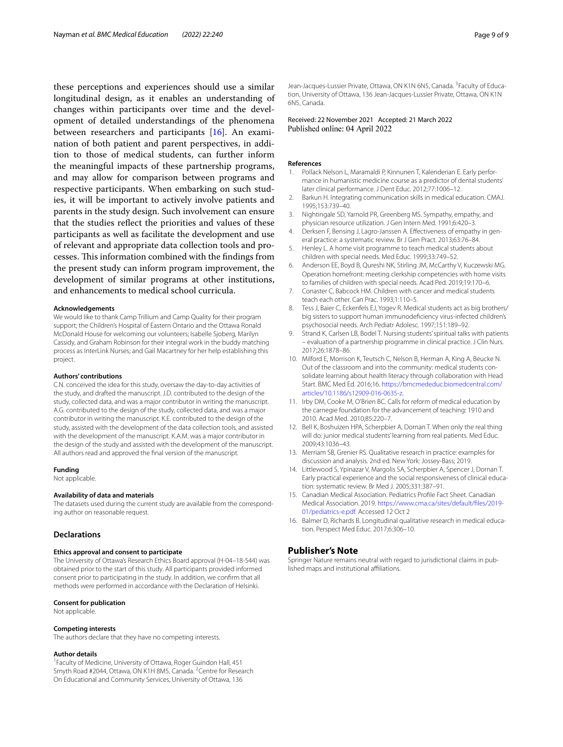these perceptions and experiences should use a similar longitudinal design, as it enables an understanding of changes within participants over time and the development of detailed understandings of the phenomena between researchers and participants [16]. An examination of both patient and parent perspectives, in addition to those of medical students, can further inform the meaningful impacts of these partnership programs, and may allow for comparison between programs and respective participants. When embarking on such studies, it will be important to actively involve patients and parents in the study design. Such involvement can ensure that the studies reflect the priorities and values of these participants as well as facilitate the development and use of relevant and appropriate data collection tools and processes. This information combined with the findings from the present study can inform program improvement, the development of similar programs at other institutions, and enhancements to medical school curricula.

#### Acknowledgements
We would like to thank Camp Trillium and Camp Quality for their program support; the Children's Hospital of Eastern Ontario and the Ottawa Ronald McDonald House for welcoming our volunteers; Isabelle Sjoberg, Marilyn Cassidy, and Graham Robinson for their integral work in the buddy matching process as InterLink Nurses; and Gail Macartney for her help establishing this project.

#### Authors' contributions
C.N. conceived the idea for this study, oversaw the day-to-day activities of the study, and drafted the manuscript. J.D. contributed to the design of the study, collected data, and was a major contributor in writing the manuscript. A.G. contributed to the design of the study, collected data, and was a major contributor in writing the manuscript. K.E. contributed to the design of the study, assisted with the development of the data collection tools, and assisted with the development of the manuscript. K.A.M. was a major contributor in the design of the study and assisted with the development of the manuscript. All authors read and approved the final version of the manuscript.

#### Funding
Not applicable.

#### Availability of data and materials
The datasets used during the current study are available from the corresponding author on reasonable request.

### Declarations

#### Ethics approval and consent to participate
The University of Ottawa's Research Ethics Board approval (H-04–18-544) was obtained prior to the start of this study. All participants provided informed consent prior to participating in the study. In addition, we confirm that all methods were performed in accordance with the Declaration of Helsinki.

#### Consent for publication
Not applicable.

#### Competing interests
The authors declare that they have no competing interests.

#### Author details
[1]Faculty of Medicine, University of Ottawa, Roger Guindon Hall, 451 Smyth Road #2044, Ottawa, ON K1H 8M5, Canada. [2]Centre for Research On Educational and Community Services, University of Ottawa, 136 Jean-Jacques-Lussier Private, Ottawa, ON K1N 6N5, Canada. [3]Faculty of Education, University of Ottawa, 136 Jean-Jacques-Lussier Private, Ottawa, ON K1N 6N5, Canada.

Received: 22 November 2021 Accepted: 21 March 2022
Published online: 04 April 2022

#### References
1. Pollack Nelson L, Maramaldi P, Kinnunen T, Kalenderian E. Early performance in humanistic medicine course as a predictor of dental students' later clinical performance. J Dent Educ. 2012;77:1006–12.
2. Barkun H. Integrating communication skills in medical education. CMAJ. 1995;153:739–40.
3. Nightingale SD, Yarnold PR, Greenberg MS. Sympathy, empathy, and physician resource utilization. J Gen Intern Med. 1991;6:420–3.
4. Derksen F, Bensing J, Lagro-Janssen A. Effectiveness of empathy in general practice: a systematic review. Br J Gen Pract. 2013;63:76–84.
5. Henley L. A home visit programme to teach medical students about children with special needs. Med Educ. 1999;33:749–52.
6. Anderson EE, Boyd B, Qureshi NK, Stirling JM, McCarthy V, Kuczewski MG. Operation homefront: meeting clerkship competencies with home visits to families of children with special needs. Acad Ped. 2019;19:170–6.
7. Conaster C, Babcock HM. Children with cancer and medical students teach each other. Can Prac. 1993;1:110–5.
8. Tess J, Baier C, Eckenfels EJ, Yogev R. Medical students act as big brothers/big sisters to support human immunodeficiency virus-infected children's psychosocial needs. Arch Pediatr Adolesc. 1997;151:189–92.
9. Strand K, Carlsen LB, Bodel T. Nursing students' spiritual talks with patients – evaluation of a partnership programme in clinical practice. J Clin Nurs. 2017;26:1878–86.
10. Milford E, Morrison K, Teutsch C, Nelson B, Herman A, King A, Beucke N. Out of the classroom and into the community: medical students consolidate learning about health literacy through collaboration with Head Start. BMC Med Ed. 2016;16. https://bmcmededuc.biomedcentral.com/articles/10.1186/s12909-016-0635-z.
11. Irby DM, Cooke M, O'Brien BC. Calls for reform of medical education by the carnegie foundation for the advancement of teaching: 1910 and 2010. Acad Med. 2010;85:220–7.
12. Bell K, Boshuizen HPA, Scherpbier A, Dornan T. When only the real thing will do: junior medical students' learning from real patients. Med Educ. 2009;43:1036–43.
13. Merriam SB, Grenier RS. Qualitative research in practice: examples for discussion and analysis. 2nd ed. New York: Jossey-Bass; 2019.
14. Littlewood S, Ypinazar V, Margolis SA, Scherpbier A, Spencer J, Dornan T. Early practical experience and the social responsiveness of clinical education: systematic review. Br Med J. 2005;331:387–91.
15. Canadian Medical Association. Pediatrics Profile Fact Sheet. Canadian Medical Association. 2019. https://www.cma.ca/sites/default/files/2019-01/pediatrics-e.pdf. Accessed 12 Oct 2
16. Balmer D, Richards B. Longitudinal qualitative research in medical education. Perspect Med Educ. 2017;6:306–10.

### Publisher's Note
Springer Nature remains neutral with regard to jurisdictional claims in published maps and institutional affiliations.